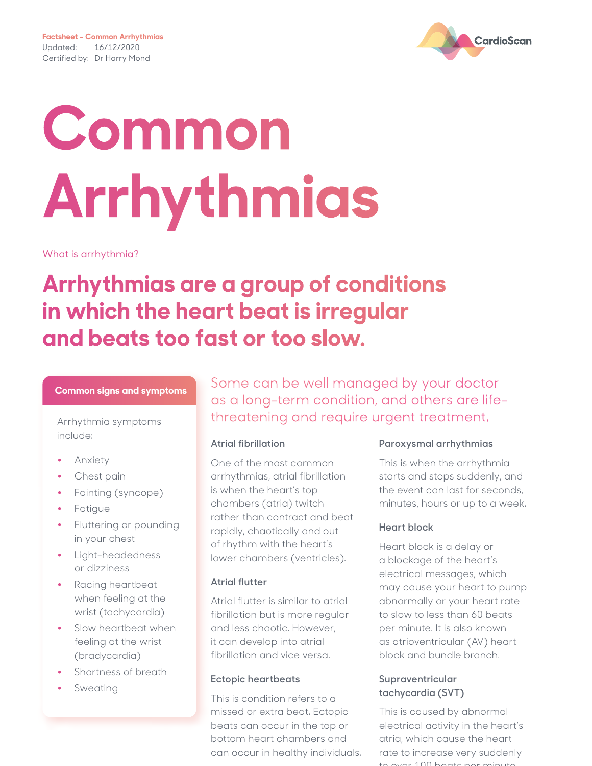Factsheet - Common Arrhythmias
Updated: 16/12/2020
Certified by: Dr Harry Mond

CardioScan

# Common Arrhythmias

What is arrhythmia?

## Arrhythmias are a group of conditions in which the heart beat is irregular and beats too fast or too slow.

### Common signs and symptoms

Arrhythmia symptoms include:

- Anxiety
- Chest pain
- Fainting (syncope)
- Fatigue
- Fluttering or pounding in your chest
- Light-headedness or dizziness
- Racing heartbeat when feeling at the wrist (tachycardia)
- Slow heartbeat when feeling at the wrist (bradycardia)
- Shortness of breath
- Sweating

Some can be well managed by your doctor as a long-term condition, and others are life-threatening and require urgent treatment.

### Atrial fibrillation

One of the most common arrhythmias, atrial fibrillation is when the heart's top chambers (atria) twitch rather than contract and beat rapidly, chaotically and out of rhythm with the heart's lower chambers (ventricles).

### Atrial flutter

Atrial flutter is similar to atrial fibrillation but is more regular and less chaotic. However, it can develop into atrial fibrillation and vice versa.

### Ectopic heartbeats

This is condition refers to a missed or extra beat. Ectopic beats can occur in the top or bottom heart chambers and can occur in healthy individuals.

### Paroxysmal arrhythmias

This is when the arrhythmia starts and stops suddenly, and the event can last for seconds, minutes, hours or up to a week.

### Heart block

Heart block is a delay or a blockage of the heart's electrical messages, which may cause your heart to pump abnormally or your heart rate to slow to less than 60 beats per minute. It is also known as atrioventricular (AV) heart block and bundle branch.

### Supraventricular tachycardia (SVT)

This is caused by abnormal electrical activity in the heart's atria, which cause the heart rate to increase very suddenly to over 100 beats per minute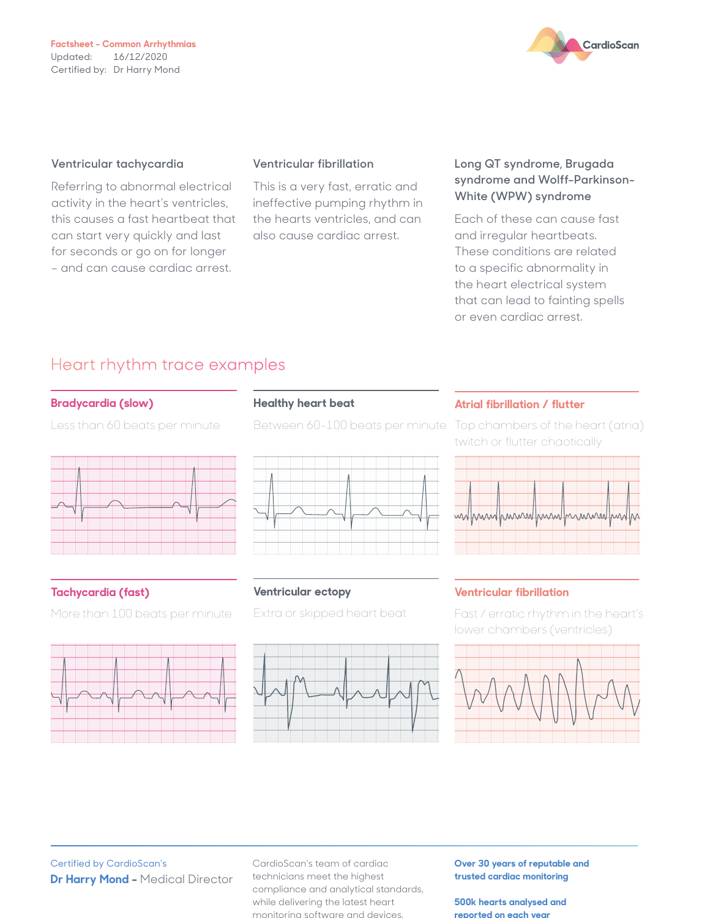Factsheet - Common Arrhythmias
Updated: 16/12/2020
Certified by: Dr Harry Mond

CardioScan

### Ventricular tachycardia

Referring to abnormal electrical activity in the heart's ventricles, this causes a fast heartbeat that can start very quickly and last for seconds or go on for longer – and can cause cardiac arrest.

### Ventricular fibrillation

This is a very fast, erratic and ineffective pumping rhythm in the hearts ventricles, and can also cause cardiac arrest.

### Long QT syndrome, Brugada syndrome and Wolff-Parkinson-White (WPW) syndrome

Each of these can cause fast and irregular heartbeats. These conditions are related to a specific abnormality in the heart electrical system that can lead to fainting spells or even cardiac arrest.

## Heart rhythm trace examples

**Bradycardia (slow)**

Less than 60 beats per minute

**Healthy heart beat**

Between 60-100 beats per minute

**Atrial fibrillation / flutter**

Top chambers of the heart (atria) twitch or flutter chaotically

**Tachycardia (fast)**

More than 100 beats per minute

**Ventricular ectopy**

Extra or skipped heart beat

**Ventricular fibrillation**

Fast / erratic rhythm in the heart's lower chambers (ventricles)

Certified by CardioScan's
**Dr Harry Mond** - Medical Director

CardioScan's team of cardiac technicians meet the highest compliance and analytical standards, while delivering the latest heart monitoring software and devices.

**Over 30 years of reputable and trusted cardiac monitoring**

**500k hearts analysed and reported on each year**